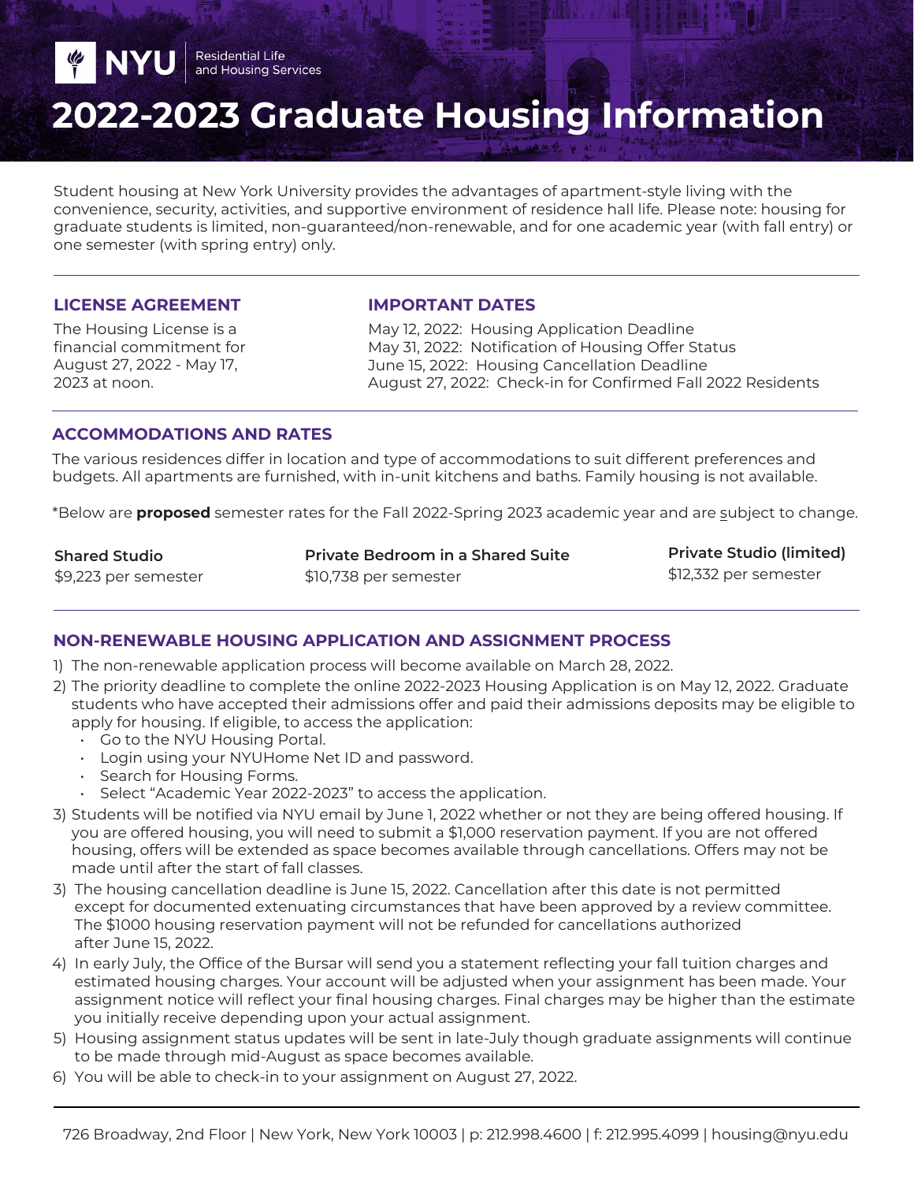NYU Residential Life and Housing Services

# 2022-2023 Graduate Housing Information

Student housing at New York University provides the advantages of apartment-style living with the convenience, security, activities, and supportive environment of residence hall life. Please note: housing for graduate students is limited, non-guaranteed/non-renewable, and for one academic year (with fall entry) or one semester (with spring entry) only.

## LICENSE AGREEMENT

The Housing License is a financial commitment for August 27, 2022 - May 17, 2023 at noon.

## IMPORTANT DATES

May 12, 2022: Housing Application Deadline
May 31, 2022: Notification of Housing Offer Status
June 15, 2022: Housing Cancellation Deadline
August 27, 2022: Check-in for Confirmed Fall 2022 Residents

## ACCOMMODATIONS AND RATES

The various residences differ in location and type of accommodations to suit different preferences and budgets. All apartments are furnished, with in-unit kitchens and baths. Family housing is not available.

*Below are **proposed** semester rates for the Fall 2022-Spring 2023 academic year and are subject to change.

| Shared Studio | Private Bedroom in a Shared Suite | Private Studio (limited) |
|---|---|---|
| $9,223 per semester | $10,738 per semester | $12,332 per semester |

## NON-RENEWABLE HOUSING APPLICATION AND ASSIGNMENT PROCESS

1) The non-renewable application process will become available on March 28, 2022.
2) The priority deadline to complete the online 2022-2023 Housing Application is on May 12, 2022. Graduate students who have accepted their admissions offer and paid their admissions deposits may be eligible to apply for housing. If eligible, to access the application:
   - Go to the NYU Housing Portal.
   - Login using your NYUHome Net ID and password.
   - Search for Housing Forms.
   - Select "Academic Year 2022-2023" to access the application.
3) Students will be notified via NYU email by June 1, 2022 whether or not they are being offered housing. If you are offered housing, you will need to submit a $1,000 reservation payment. If you are not offered housing, offers will be extended as space becomes available through cancellations. Offers may not be made until after the start of fall classes.
3) The housing cancellation deadline is June 15, 2022. Cancellation after this date is not permitted except for documented extenuating circumstances that have been approved by a review committee. The $1000 housing reservation payment will not be refunded for cancellations authorized after June 15, 2022.
4) In early July, the Office of the Bursar will send you a statement reflecting your fall tuition charges and estimated housing charges. Your account will be adjusted when your assignment has been made. Your assignment notice will reflect your final housing charges. Final charges may be higher than the estimate you initially receive depending upon your actual assignment.
5) Housing assignment status updates will be sent in late-July though graduate assignments will continue to be made through mid-August as space becomes available.
6) You will be able to check-in to your assignment on August 27, 2022.

726 Broadway, 2nd Floor | New York, New York 10003 | p: 212.998.4600 | f: 212.995.4099 | housing@nyu.edu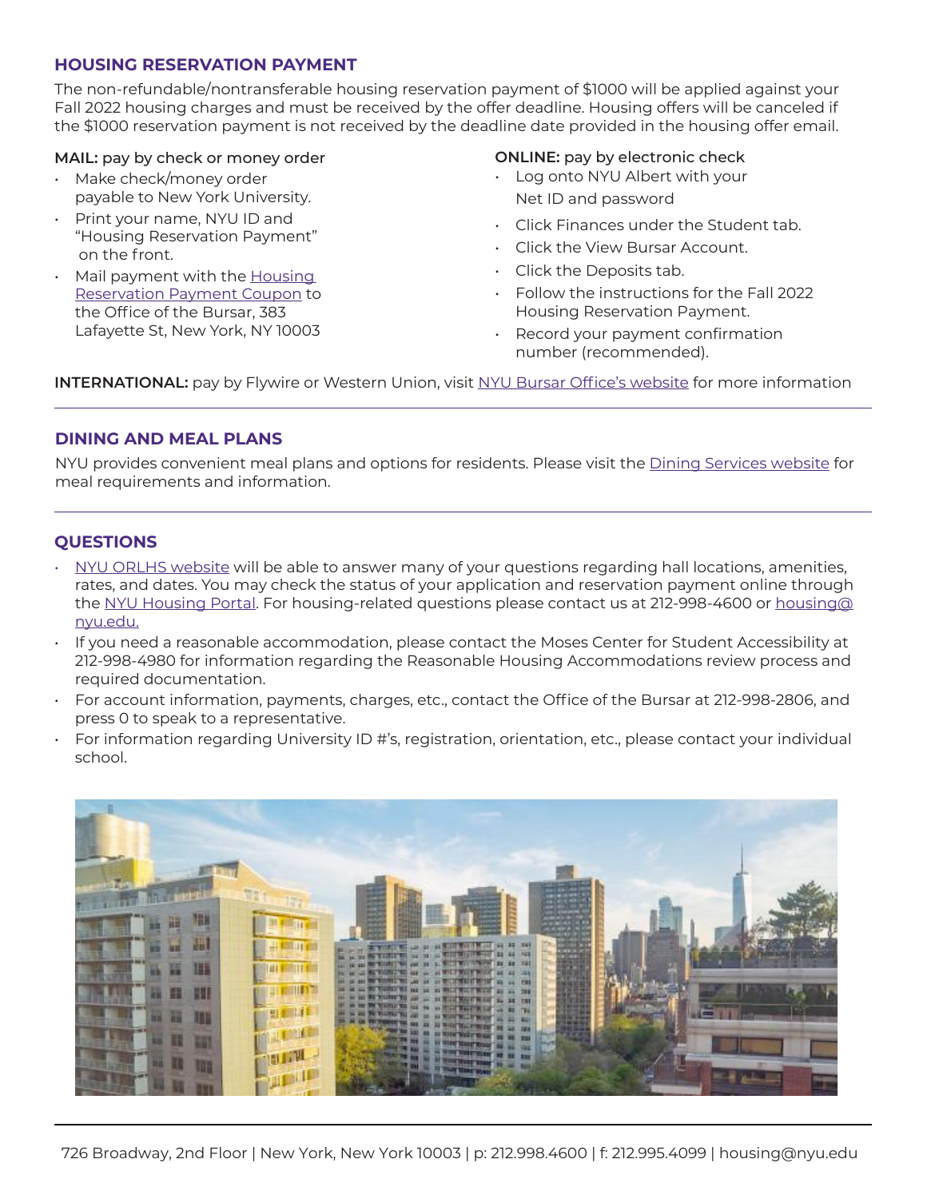## HOUSING RESERVATION PAYMENT

The non-refundable/nontransferable housing reservation payment of $1000 will be applied against your Fall 2022 housing charges and must be received by the offer deadline. Housing offers will be canceled if the $1000 reservation payment is not received by the deadline date provided in the housing offer email.

**MAIL:** pay by check or money order

- Make check/money order payable to New York University.
- Print your name, NYU ID and "Housing Reservation Payment" on the front.
- Mail payment with the Housing Reservation Payment Coupon to the Office of the Bursar, 383 Lafayette St, New York, NY 10003

**ONLINE:** pay by electronic check

- Log onto NYU Albert with your Net ID and password
- Click Finances under the Student tab.
- Click the View Bursar Account.
- Click the Deposits tab.
- Follow the instructions for the Fall 2022 Housing Reservation Payment.
- Record your payment confirmation number (recommended).

**INTERNATIONAL:** pay by Flywire or Western Union, visit NYU Bursar Office's website for more information

## DINING AND MEAL PLANS

NYU provides convenient meal plans and options for residents. Please visit the Dining Services website for meal requirements and information.

## QUESTIONS

- NYU ORLHS website will be able to answer many of your questions regarding hall locations, amenities, rates, and dates. You may check the status of your application and reservation payment online through the NYU Housing Portal. For housing-related questions please contact us at 212-998-4600 or housing@nyu.edu.
- If you need a reasonable accommodation, please contact the Moses Center for Student Accessibility at 212-998-4980 for information regarding the Reasonable Housing Accommodations review process and required documentation.
- For account information, payments, charges, etc., contact the Office of the Bursar at 212-998-2806, and press 0 to speak to a representative.
- For information regarding University ID #'s, registration, orientation, etc., please contact your individual school.

726 Broadway, 2nd Floor | New York, New York 10003 | p: 212.998.4600 | f: 212.995.4099 | housing@nyu.edu